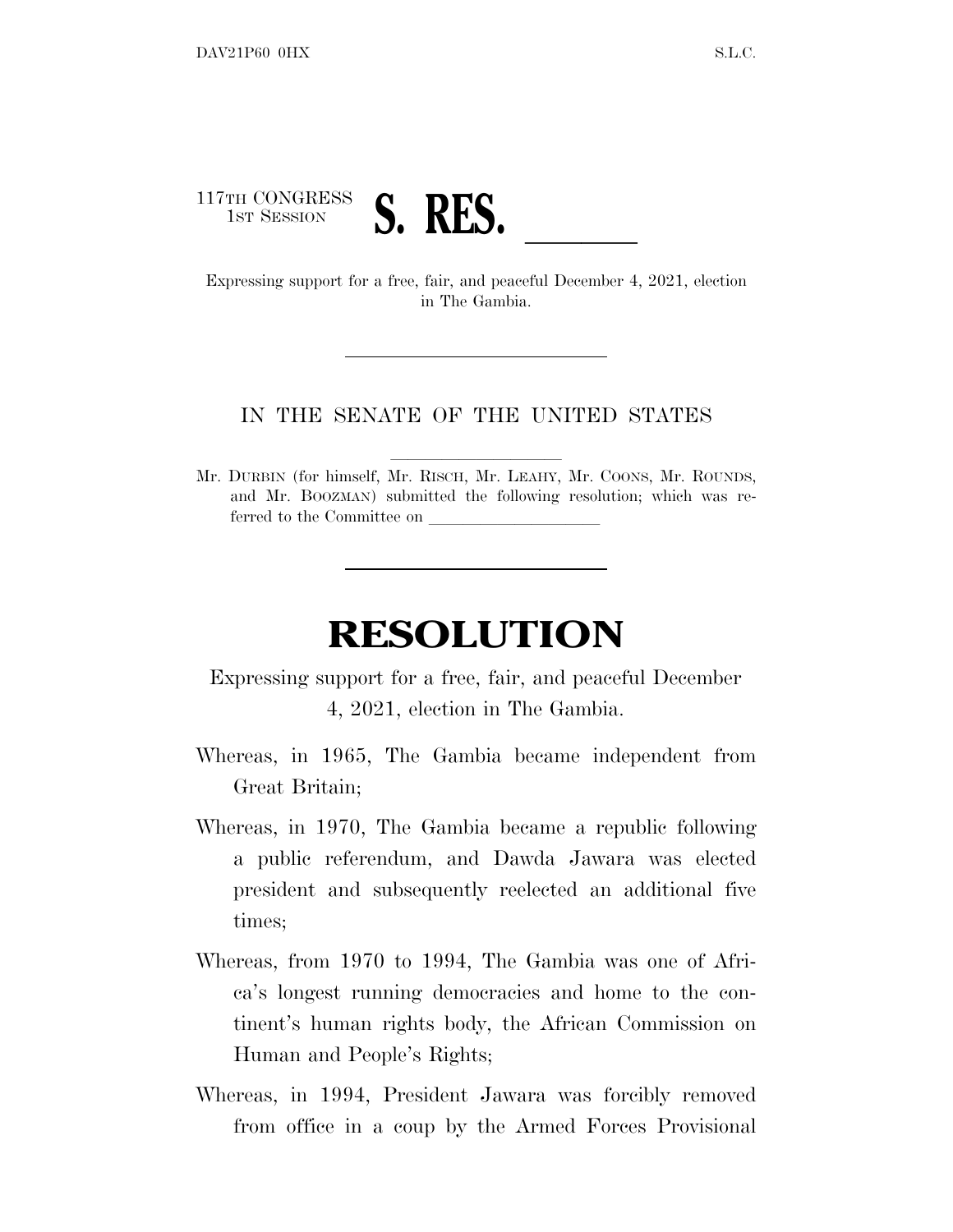117TH CONGRESS
1ST SESSION

# S. RES. \_\_\_\_\_\_

Expressing support for a free, fair, and peaceful December 4, 2021, election in The Gambia.

---

IN THE SENATE OF THE UNITED STATES

---

Mr. DURBIN (for himself, Mr. RISCH, Mr. LEAHY, Mr. COONS, Mr. ROUNDS, and Mr. BOOZMAN) submitted the following resolution; which was referred to the Committee on \_\_\_\_\_\_\_\_\_\_\_\_\_\_\_\_\_\_\_\_

---

# RESOLUTION

Expressing support for a free, fair, and peaceful December 4, 2021, election in The Gambia.

Whereas, in 1965, The Gambia became independent from Great Britain;

Whereas, in 1970, The Gambia became a republic following a public referendum, and Dawda Jawara was elected president and subsequently reelected an additional five times;

Whereas, from 1970 to 1994, The Gambia was one of Africa's longest running democracies and home to the continent's human rights body, the African Commission on Human and People's Rights;

Whereas, in 1994, President Jawara was forcibly removed from office in a coup by the Armed Forces Provisional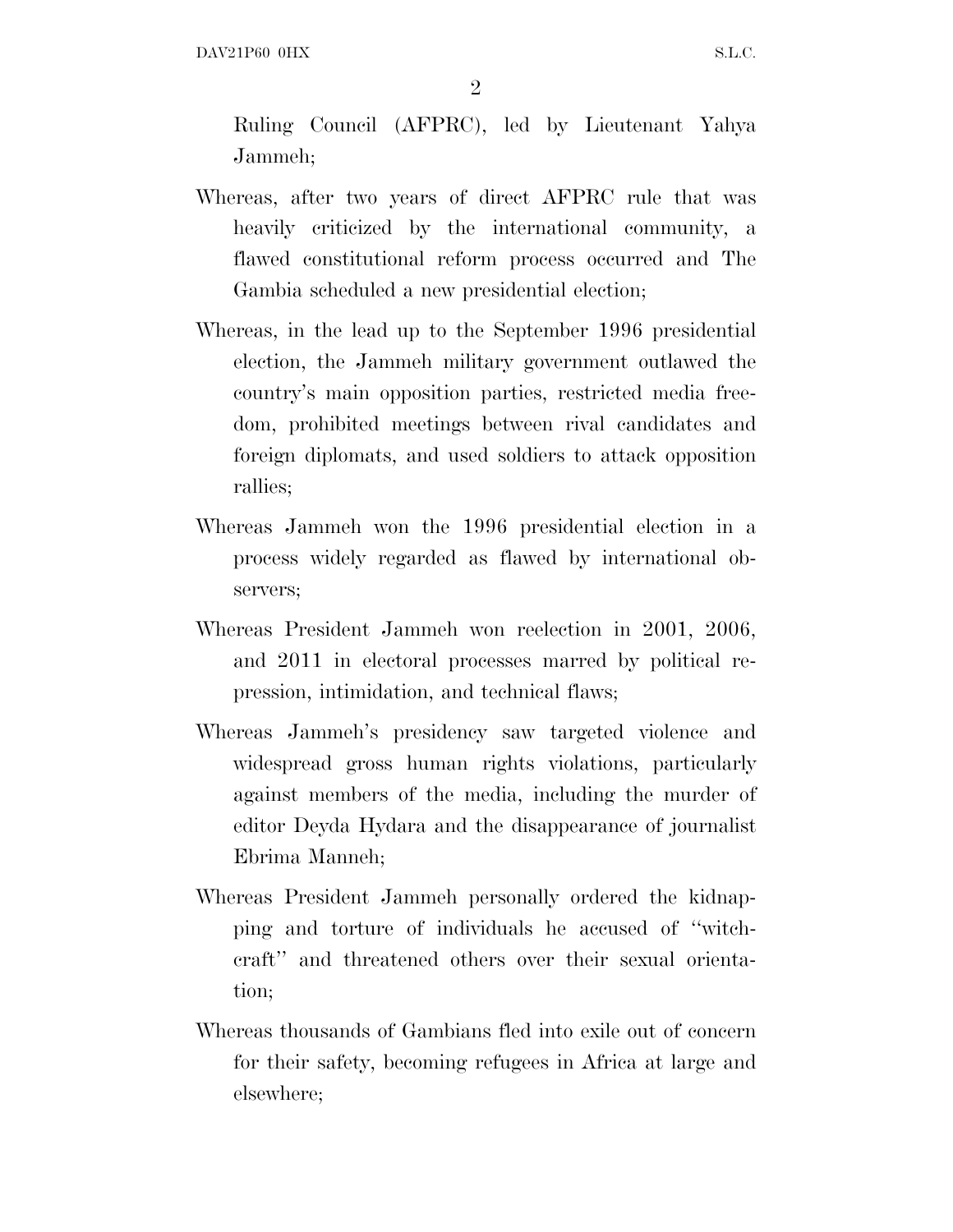Ruling Council (AFPRC), led by Lieutenant Yahya Jammeh;

Whereas, after two years of direct AFPRC rule that was heavily criticized by the international community, a flawed constitutional reform process occurred and The Gambia scheduled a new presidential election;

Whereas, in the lead up to the September 1996 presidential election, the Jammeh military government outlawed the country's main opposition parties, restricted media freedom, prohibited meetings between rival candidates and foreign diplomats, and used soldiers to attack opposition rallies;

Whereas Jammeh won the 1996 presidential election in a process widely regarded as flawed by international observers;

Whereas President Jammeh won reelection in 2001, 2006, and 2011 in electoral processes marred by political repression, intimidation, and technical flaws;

Whereas Jammeh's presidency saw targeted violence and widespread gross human rights violations, particularly against members of the media, including the murder of editor Deyda Hydara and the disappearance of journalist Ebrima Manneh;

Whereas President Jammeh personally ordered the kidnapping and torture of individuals he accused of ''witchcraft'' and threatened others over their sexual orientation;

Whereas thousands of Gambians fled into exile out of concern for their safety, becoming refugees in Africa at large and elsewhere;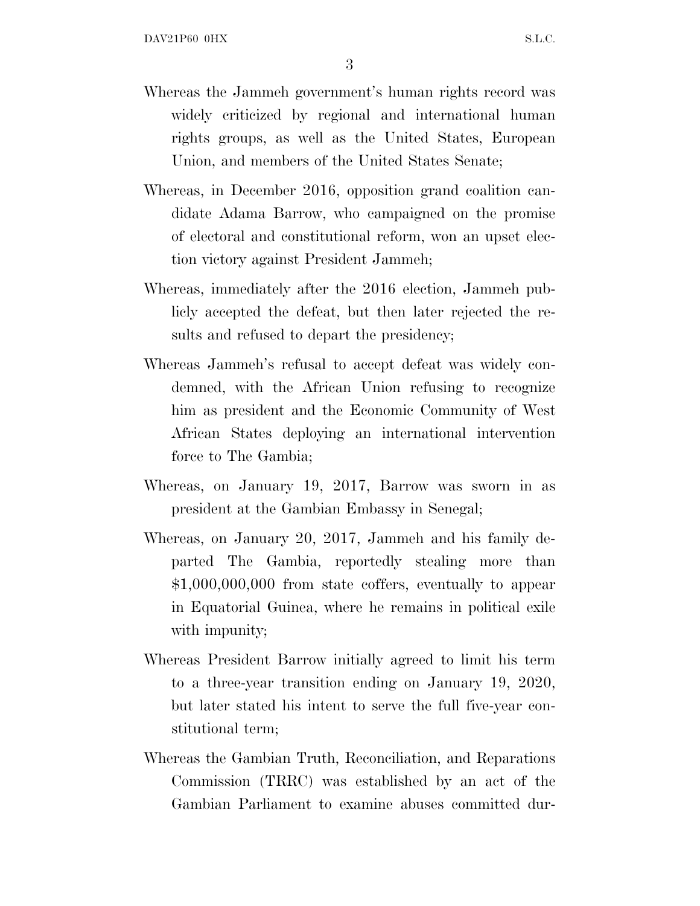Whereas the Jammeh government's human rights record was widely criticized by regional and international human rights groups, as well as the United States, European Union, and members of the United States Senate;

Whereas, in December 2016, opposition grand coalition candidate Adama Barrow, who campaigned on the promise of electoral and constitutional reform, won an upset election victory against President Jammeh;

Whereas, immediately after the 2016 election, Jammeh publicly accepted the defeat, but then later rejected the results and refused to depart the presidency;

Whereas Jammeh's refusal to accept defeat was widely condemned, with the African Union refusing to recognize him as president and the Economic Community of West African States deploying an international intervention force to The Gambia;

Whereas, on January 19, 2017, Barrow was sworn in as president at the Gambian Embassy in Senegal;

Whereas, on January 20, 2017, Jammeh and his family departed The Gambia, reportedly stealing more than $1,000,000,000 from state coffers, eventually to appear in Equatorial Guinea, where he remains in political exile with impunity;

Whereas President Barrow initially agreed to limit his term to a three-year transition ending on January 19, 2020, but later stated his intent to serve the full five-year constitutional term;

Whereas the Gambian Truth, Reconciliation, and Reparations Commission (TRRC) was established by an act of the Gambian Parliament to examine abuses committed dur-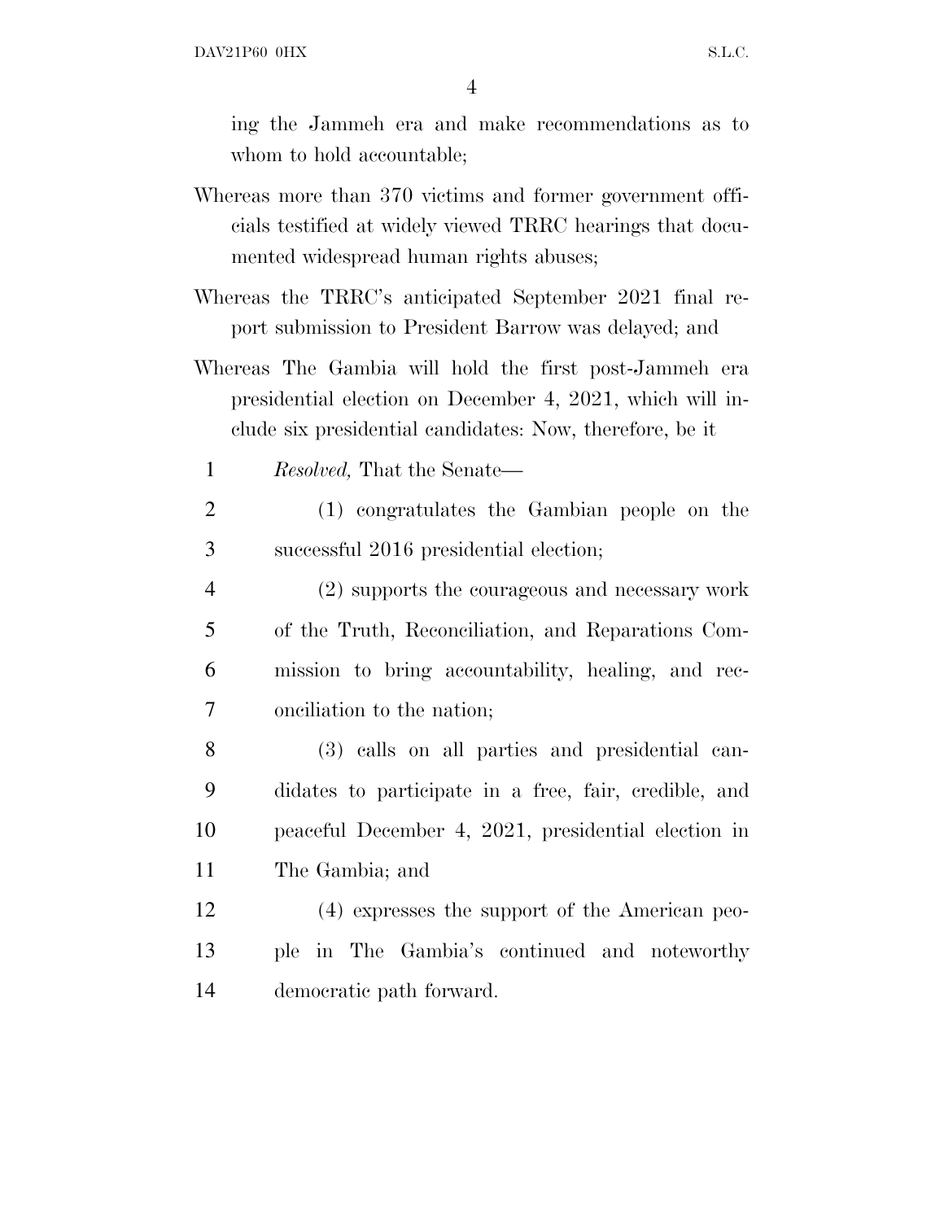ing the Jammeh era and make recommendations as to whom to hold accountable;

Whereas more than 370 victims and former government officials testified at widely viewed TRRC hearings that documented widespread human rights abuses;

Whereas the TRRC's anticipated September 2021 final report submission to President Barrow was delayed; and

Whereas The Gambia will hold the first post-Jammeh era presidential election on December 4, 2021, which will include six presidential candidates: Now, therefore, be it

*Resolved,* That the Senate—

(1) congratulates the Gambian people on the successful 2016 presidential election;

(2) supports the courageous and necessary work of the Truth, Reconciliation, and Reparations Commission to bring accountability, healing, and reconciliation to the nation;

(3) calls on all parties and presidential candidates to participate in a free, fair, credible, and peaceful December 4, 2021, presidential election in The Gambia; and

(4) expresses the support of the American people in The Gambia's continued and noteworthy democratic path forward.